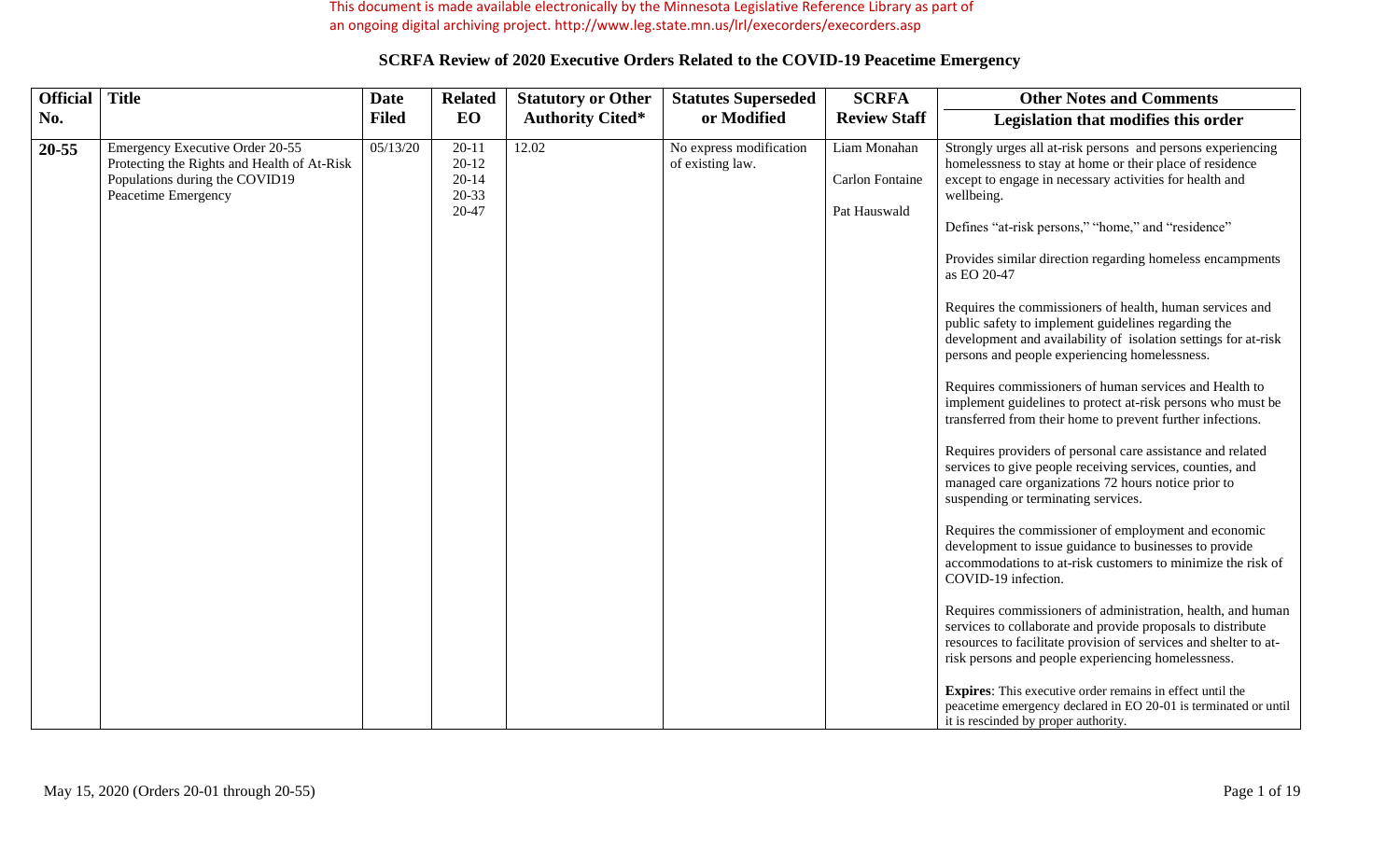This document is made available electronically by the Minnesota Legislative Reference Library as part of an ongoing digital archiving project. http://www.leg.state.mn.us/lrl/execorders/execorders.asp

## SCRFA Review of 2020 Executive Orders Related to the COVID-19 Peacetime Emergency

| Official No. | Title | Date Filed | Related EO | Statutory or Other Authority Cited* | Statutes Superseded or Modified | SCRFA Review Staff | Other Notes and Comments / Legislation that modifies this order |
|---|---|---|---|---|---|---|---|
| **20-55** | Emergency Executive Order 20-55 Protecting the Rights and Health of At-Risk Populations during the COVID19 Peacetime Emergency | 05/13/20 | 20-11<br>20-12<br>20-14<br>20-33<br>20-47 | 12.02 | No express modification of existing law. | Liam Monahan<br><br>Carlon Fontaine<br><br>Pat Hauswald | Strongly urges all at-risk persons and persons experiencing homelessness to stay at home or their place of residence except to engage in necessary activities for health and wellbeing.<br><br>Defines "at-risk persons," "home," and "residence"<br><br>Provides similar direction regarding homeless encampments as EO 20-47<br><br>Requires the commissioners of health, human services and public safety to implement guidelines regarding the development and availability of isolation settings for at-risk persons and people experiencing homelessness.<br><br>Requires commissioners of human services and Health to implement guidelines to protect at-risk persons who must be transferred from their home to prevent further infections.<br><br>Requires providers of personal care assistance and related services to give people receiving services, counties, and managed care organizations 72 hours notice prior to suspending or terminating services.<br><br>Requires the commissioner of employment and economic development to issue guidance to businesses to provide accommodations to at-risk customers to minimize the risk of COVID-19 infection.<br><br>Requires commissioners of administration, health, and human services to collaborate and provide proposals to distribute resources to facilitate provision of services and shelter to at-risk persons and people experiencing homelessness.<br><br>**Expires**: This executive order remains in effect until the peacetime emergency declared in EO 20-01 is terminated or until it is rescinded by proper authority. |

May 15, 2020 (Orders 20-01 through 20-55)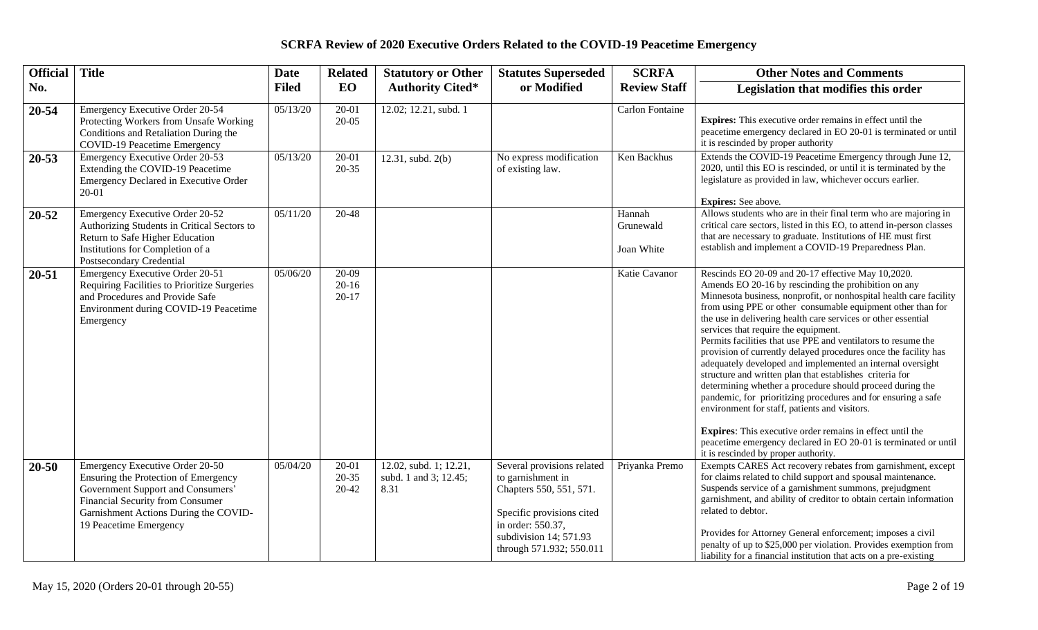# SCRFA Review of 2020 Executive Orders Related to the COVID-19 Peacetime Emergency

| Official No. | Title | Date Filed | Related EO | Statutory or Other Authority Cited* | Statutes Superseded or Modified | SCRFA Review Staff | Other Notes and Comments<br>Legislation that modifies this order |
|---|---|---|---|---|---|---|---|
| **20-54** | Emergency Executive Order 20-54 Protecting Workers from Unsafe Working Conditions and Retaliation During the COVID-19 Peacetime Emergency | 05/13/20 | 20-01<br>20-05 | 12.02; 12.21, subd. 1 | | Carlon Fontaine | **Expires:** This executive order remains in effect until the peacetime emergency declared in EO 20-01 is terminated or until it is rescinded by proper authority |
| **20-53** | Emergency Executive Order 20-53 Extending the COVID-19 Peacetime Emergency Declared in Executive Order 20-01 | 05/13/20 | 20-01<br>20-35 | 12.31, subd. 2(b) | No express modification of existing law. | Ken Backhus | Extends the COVID-19 Peacetime Emergency through June 12, 2020, until this EO is rescinded, or until it is terminated by the legislature as provided in law, whichever occurs earlier.<br><br>**Expires:** See above. |
| **20-52** | Emergency Executive Order 20-52 Authorizing Students in Critical Sectors to Return to Safe Higher Education Institutions for Completion of a Postsecondary Credential | 05/11/20 | 20-48 | | | Hannah Grunewald<br><br>Joan White | Allows students who are in their final term who are majoring in critical care sectors, listed in this EO, to attend in-person classes that are necessary to graduate. Institutions of HE must first establish and implement a COVID-19 Preparedness Plan. |
| **20-51** | Emergency Executive Order 20-51 Requiring Facilities to Prioritize Surgeries and Procedures and Provide Safe Environment during COVID-19 Peacetime Emergency | 05/06/20 | 20-09<br>20-16<br>20-17 | | | Katie Cavanor | Rescinds EO 20-09 and 20-17 effective May 10,2020.<br>Amends EO 20-16 by rescinding the prohibition on any Minnesota business, nonprofit, or nonhospital health care facility from using PPE or other consumable equipment other than for the use in delivering health care services or other essential services that require the equipment.<br>Permits facilities that use PPE and ventilators to resume the provision of currently delayed procedures once the facility has adequately developed and implemented an internal oversight structure and written plan that establishes criteria for determining whether a procedure should proceed during the pandemic, for prioritizing procedures and for ensuring a safe environment for staff, patients and visitors.<br><br>**Expires**: This executive order remains in effect until the peacetime emergency declared in EO 20-01 is terminated or until it is rescinded by proper authority. |
| **20-50** | Emergency Executive Order 20-50 Ensuring the Protection of Emergency Government Support and Consumers' Financial Security from Consumer Garnishment Actions During the COVID-19 Peacetime Emergency | 05/04/20 | 20-01<br>20-35<br>20-42 | 12.02, subd. 1; 12.21, subd. 1 and 3; 12.45; 8.31 | Several provisions related to garnishment in Chapters 550, 551, 571.<br><br>Specific provisions cited in order: 550.37, subdivision 14; 571.93 through 571.932; 550.011 | Priyanka Premo | Exempts CARES Act recovery rebates from garnishment, except for claims related to child support and spousal maintenance. Suspends service of a garnishment summons, prejudgment garnishment, and ability of creditor to obtain certain information related to debtor.<br><br>Provides for Attorney General enforcement; imposes a civil penalty of up to $25,000 per violation. Provides exemption from liability for a financial institution that acts on a pre-existing |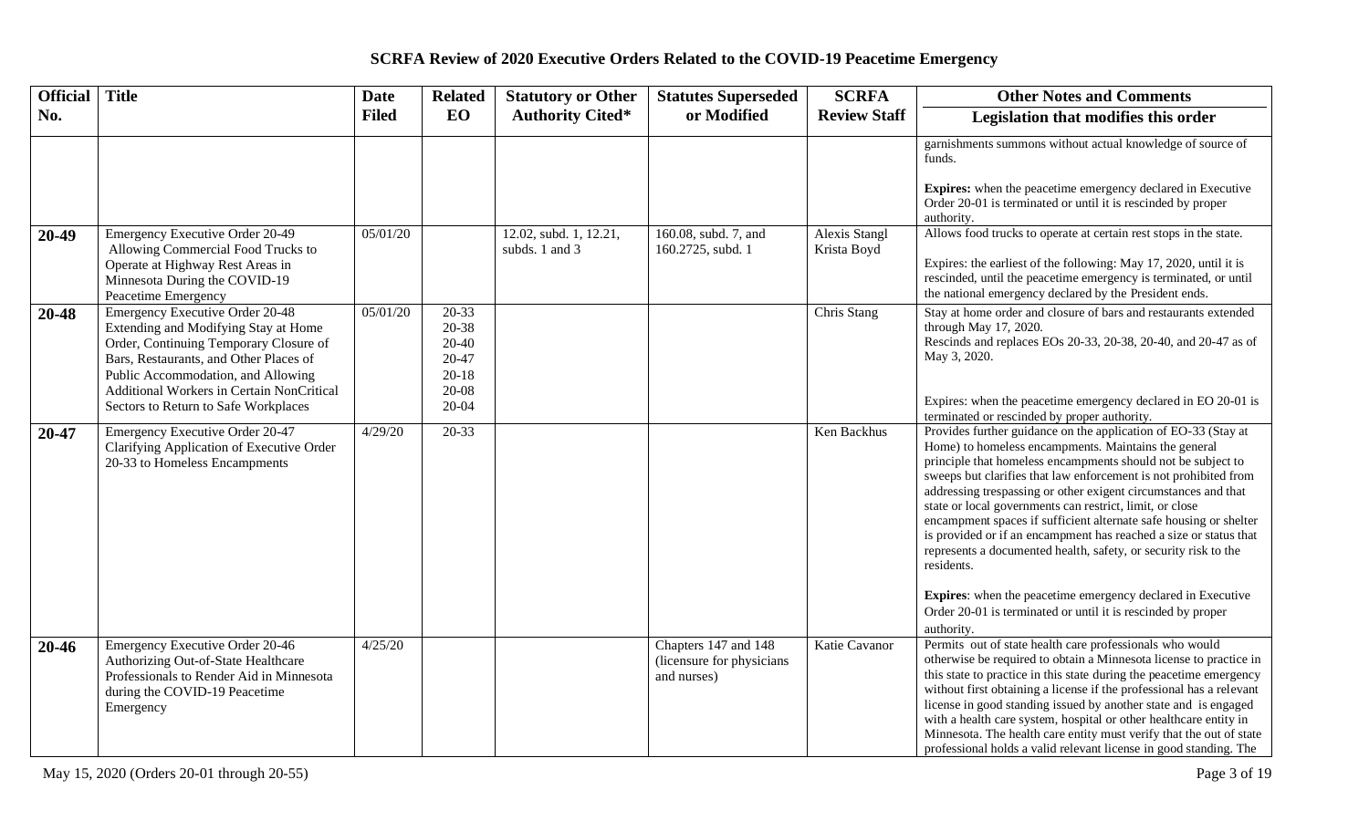# SCRFA Review of 2020 Executive Orders Related to the COVID-19 Peacetime Emergency

| Official No. | Title | Date Filed | Related EO | Statutory or Other Authority Cited* | Statutes Superseded or Modified | SCRFA Review Staff | Other Notes and Comments / Legislation that modifies this order |
|---|---|---|---|---|---|---|---|
| | | | | | | | garnishments summons without actual knowledge of source of funds. **Expires:** when the peacetime emergency declared in Executive Order 20-01 is terminated or until it is rescinded by proper authority. |
| **20-49** | Emergency Executive Order 20-49 Allowing Commercial Food Trucks to Operate at Highway Rest Areas in Minnesota During the COVID-19 Peacetime Emergency | 05/01/20 | | 12.02, subd. 1, 12.21, subds. 1 and 3 | 160.08, subd. 7, and 160.2725, subd. 1 | Alexis Stangl Krista Boyd | Allows food trucks to operate at certain rest stops in the state. Expires: the earliest of the following: May 17, 2020, until it is rescinded, until the peacetime emergency is terminated, or until the national emergency declared by the President ends. |
| **20-48** | Emergency Executive Order 20-48 Extending and Modifying Stay at Home Order, Continuing Temporary Closure of Bars, Restaurants, and Other Places of Public Accommodation, and Allowing Additional Workers in Certain NonCritical Sectors to Return to Safe Workplaces | 05/01/20 | 20-33 20-38 20-40 20-47 20-18 20-08 20-04 | | | Chris Stang | Stay at home order and closure of bars and restaurants extended through May 17, 2020. Rescinds and replaces EOs 20-33, 20-38, 20-40, and 20-47 as of May 3, 2020. Expires: when the peacetime emergency declared in EO 20-01 is terminated or rescinded by proper authority. |
| **20-47** | Emergency Executive Order 20-47 Clarifying Application of Executive Order 20-33 to Homeless Encampments | 4/29/20 | 20-33 | | | Ken Backhus | Provides further guidance on the application of EO-33 (Stay at Home) to homeless encampments. Maintains the general principle that homeless encampments should not be subject to sweeps but clarifies that law enforcement is not prohibited from addressing trespassing or other exigent circumstances and that state or local governments can restrict, limit, or close encampment spaces if sufficient alternate safe housing or shelter is provided or if an encampment has reached a size or status that represents a documented health, safety, or security risk to the residents. **Expires**: when the peacetime emergency declared in Executive Order 20-01 is terminated or until it is rescinded by proper authority. |
| **20-46** | Emergency Executive Order 20-46 Authorizing Out-of-State Healthcare Professionals to Render Aid in Minnesota during the COVID-19 Peacetime Emergency | 4/25/20 | | | Chapters 147 and 148 (licensure for physicians and nurses) | Katie Cavanor | Permits out of state health care professionals who would otherwise be required to obtain a Minnesota license to practice in this state to practice in this state during the peacetime emergency without first obtaining a license if the professional has a relevant license in good standing issued by another state and is engaged with a health care system, hospital or other healthcare entity in Minnesota. The health care entity must verify that the out of state professional holds a valid relevant license in good standing. The |

May 15, 2020 (Orders 20-01 through 20-55)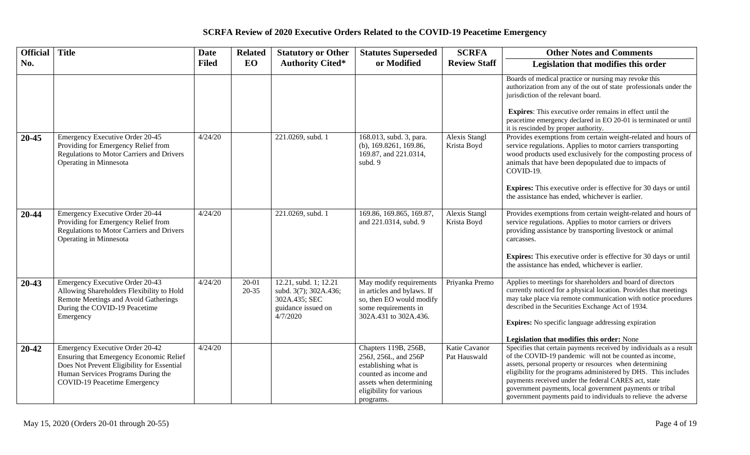## SCRFA Review of 2020 Executive Orders Related to the COVID-19 Peacetime Emergency

| Official No. | Title | Date Filed | Related EO | Statutory or Other Authority Cited* | Statutes Superseded or Modified | SCRFA Review Staff | Other Notes and Comments / Legislation that modifies this order |
|---|---|---|---|---|---|---|---|
| | | | | | | | Boards of medical practice or nursing may revoke this authorization from any of the out of state professionals under the jurisdiction of the relevant board.<br><br>**Expires**: This executive order remains in effect until the peacetime emergency declared in EO 20-01 is terminated or until it is rescinded by proper authority. |
| **20-45** | Emergency Executive Order 20-45 Providing for Emergency Relief from Regulations to Motor Carriers and Drivers Operating in Minnesota | 4/24/20 | | 221.0269, subd. 1 | 168.013, subd. 3, para. (b), 169.8261, 169.86, 169.87, and 221.0314, subd. 9 | Alexis Stangl<br>Krista Boyd | Provides exemptions from certain weight-related and hours of service regulations. Applies to motor carriers transporting wood products used exclusively for the composting process of animals that have been depopulated due to impacts of COVID-19.<br><br>**Expires:** This executive order is effective for 30 days or until the assistance has ended, whichever is earlier. |
| **20-44** | Emergency Executive Order 20-44 Providing for Emergency Relief from Regulations to Motor Carriers and Drivers Operating in Minnesota | 4/24/20 | | 221.0269, subd. 1 | 169.86, 169.865, 169.87, and 221.0314, subd. 9 | Alexis Stangl<br>Krista Boyd | Provides exemptions from certain weight-related and hours of service regulations. Applies to motor carriers or drivers providing assistance by transporting livestock or animal carcasses.<br><br>**Expires:** This executive order is effective for 30 days or until the assistance has ended, whichever is earlier. |
| **20-43** | Emergency Executive Order 20-43 Allowing Shareholders Flexibility to Hold Remote Meetings and Avoid Gatherings During the COVID-19 Peacetime Emergency | 4/24/20 | 20-01<br>20-35 | 12.21, subd. 1; 12.21 subd. 3(7); 302A.436; 302A.435; SEC guidance issued on 4/7/2020 | May modify requirements in articles and bylaws. If so, then EO would modify some requirements in 302A.431 to 302A.436. | Priyanka Premo | Applies to meetings for shareholders and board of directors currently noticed for a physical location. Provides that meetings may take place via remote communication with notice procedures described in the Securities Exchange Act of 1934.<br><br>**Expires:** No specific language addressing expiration<br><br>**Legislation that modifies this order:** None |
| **20-42** | Emergency Executive Order 20-42 Ensuring that Emergency Economic Relief Does Not Prevent Eligibility for Essential Human Services Programs During the COVID-19 Peacetime Emergency | 4/24/20 | | | Chapters 119B, 256B, 256J, 256L, and 256P establishing what is counted as income and assets when determining eligibility for various programs. | Katie Cavanor<br>Pat Hauswald | Specifies that certain payments received by individuals as a result of the COVID-19 pandemic will not be counted as income, assets, personal property or resources when determining eligibility for the programs administered by DHS. This includes payments received under the federal CARES act, state government payments, local government payments or tribal government payments paid to individuals to relieve the adverse |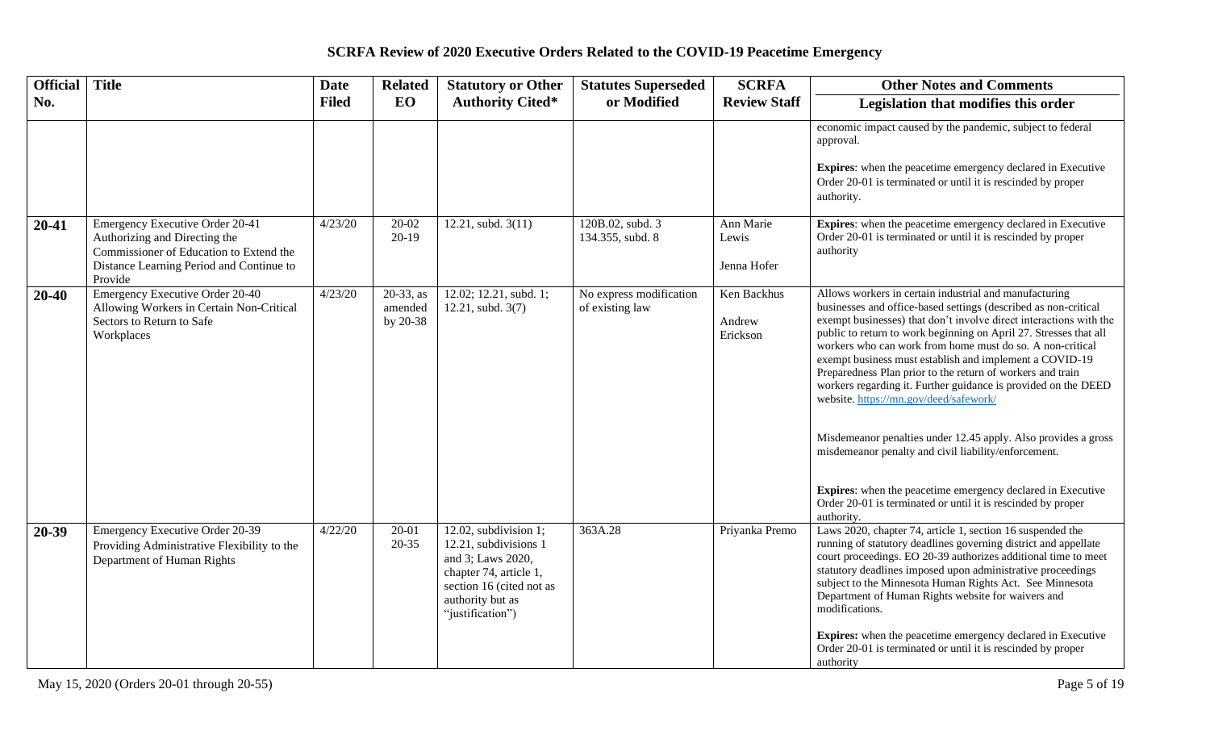# SCRFA Review of 2020 Executive Orders Related to the COVID-19 Peacetime Emergency

| Official No. | Title | Date Filed | Related EO | Statutory or Other Authority Cited* | Statutes Superseded or Modified | SCRFA Review Staff | Other Notes and Comments / Legislation that modifies this order |
|---|---|---|---|---|---|---|---|
| | | | | | | | economic impact caused by the pandemic, subject to federal approval.<br><br>**Expires**: when the peacetime emergency declared in Executive Order 20-01 is terminated or until it is rescinded by proper authority. |
| **20-41** | Emergency Executive Order 20-41 Authorizing and Directing the Commissioner of Education to Extend the Distance Learning Period and Continue to Provide | 4/23/20 | 20-02<br>20-19 | 12.21, subd. 3(11) | 120B.02, subd. 3<br>134.355, subd. 8 | Ann Marie Lewis<br><br>Jenna Hofer | **Expires**: when the peacetime emergency declared in Executive Order 20-01 is terminated or until it is rescinded by proper authority |
| **20-40** | Emergency Executive Order 20-40 Allowing Workers in Certain Non-Critical Sectors to Return to Safe Workplaces | 4/23/20 | 20-33, as amended by 20-38 | 12.02; 12.21, subd. 1; 12.21, subd. 3(7) | No express modification of existing law | Ken Backhus<br><br>Andrew Erickson | Allows workers in certain industrial and manufacturing businesses and office-based settings (described as non-critical exempt businesses) that don't involve direct interactions with the public to return to work beginning on April 27. Stresses that all workers who can work from home must do so. A non-critical exempt business must establish and implement a COVID-19 Preparedness Plan prior to the return of workers and train workers regarding it. Further guidance is provided on the DEED website. https://mn.gov/deed/safework/<br><br>Misdemeanor penalties under 12.45 apply. Also provides a gross misdemeanor penalty and civil liability/enforcement.<br><br>**Expires**: when the peacetime emergency declared in Executive Order 20-01 is terminated or until it is rescinded by proper authority. |
| **20-39** | Emergency Executive Order 20-39 Providing Administrative Flexibility to the Department of Human Rights | 4/22/20 | 20-01<br>20-35 | 12.02, subdivision 1; 12.21, subdivisions 1 and 3; Laws 2020, chapter 74, article 1, section 16 (cited not as authority but as "justification") | 363A.28 | Priyanka Premo | Laws 2020, chapter 74, article 1, section 16 suspended the running of statutory deadlines governing district and appellate court proceedings. EO 20-39 authorizes additional time to meet statutory deadlines imposed upon administrative proceedings subject to the Minnesota Human Rights Act. See Minnesota Department of Human Rights website for waivers and modifications.<br><br>**Expires:** when the peacetime emergency declared in Executive Order 20-01 is terminated or until it is rescinded by proper authority |

May 15, 2020 (Orders 20-01 through 20-55)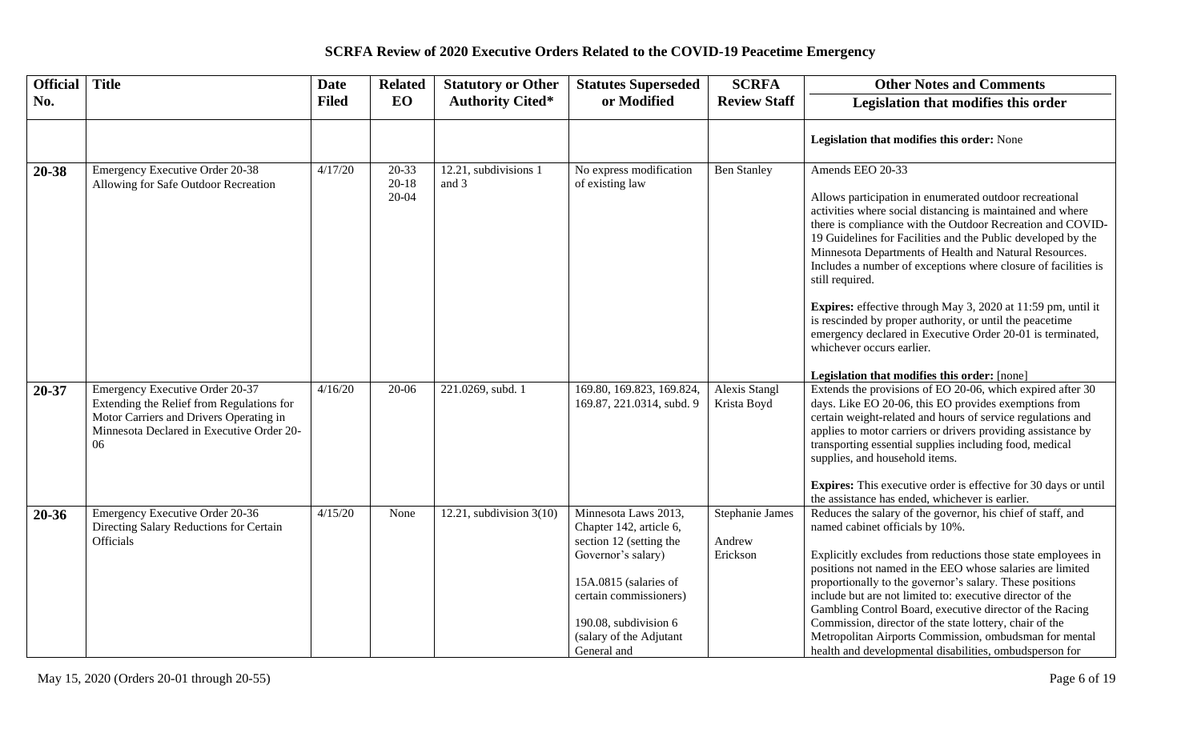# SCRFA Review of 2020 Executive Orders Related to the COVID-19 Peacetime Emergency

| Official No. | Title | Date Filed | Related EO | Statutory or Other Authority Cited* | Statutes Superseded or Modified | SCRFA Review Staff | Other Notes and Comments / Legislation that modifies this order |
|---|---|---|---|---|---|---|---|
| | | | | | | | **Legislation that modifies this order:** None |
| **20-38** | Emergency Executive Order 20-38 Allowing for Safe Outdoor Recreation | 4/17/20 | 20-33<br>20-18<br>20-04 | 12.21, subdivisions 1 and 3 | No express modification of existing law | Ben Stanley | Amends EEO 20-33<br><br>Allows participation in enumerated outdoor recreational activities where social distancing is maintained and where there is compliance with the Outdoor Recreation and COVID-19 Guidelines for Facilities and the Public developed by the Minnesota Departments of Health and Natural Resources. Includes a number of exceptions where closure of facilities is still required.<br><br>**Expires:** effective through May 3, 2020 at 11:59 pm, until it is rescinded by proper authority, or until the peacetime emergency declared in Executive Order 20-01 is terminated, whichever occurs earlier.<br><br>**Legislation that modifies this order:** [none] |
| **20-37** | Emergency Executive Order 20-37 Extending the Relief from Regulations for Motor Carriers and Drivers Operating in Minnesota Declared in Executive Order 20-06 | 4/16/20 | 20-06 | 221.0269, subd. 1 | 169.80, 169.823, 169.824, 169.87, 221.0314, subd. 9 | Alexis Stangl<br>Krista Boyd | Extends the provisions of EO 20-06, which expired after 30 days. Like EO 20-06, this EO provides exemptions from certain weight-related and hours of service regulations and applies to motor carriers or drivers providing assistance by transporting essential supplies including food, medical supplies, and household items.<br><br>**Expires:** This executive order is effective for 30 days or until the assistance has ended, whichever is earlier. |
| **20-36** | Emergency Executive Order 20-36 Directing Salary Reductions for Certain Officials | 4/15/20 | None | 12.21, subdivision 3(10) | Minnesota Laws 2013, Chapter 142, article 6, section 12 (setting the Governor's salary)<br><br>15A.0815 (salaries of certain commissioners)<br><br>190.08, subdivision 6 (salary of the Adjutant General and | Stephanie James<br><br>Andrew Erickson | Reduces the salary of the governor, his chief of staff, and named cabinet officials by 10%.<br><br>Explicitly excludes from reductions those state employees in positions not named in the EEO whose salaries are limited proportionally to the governor's salary. These positions include but are not limited to: executive director of the Gambling Control Board, executive director of the Racing Commission, director of the state lottery, chair of the Metropolitan Airports Commission, ombudsman for mental health and developmental disabilities, ombudsperson for |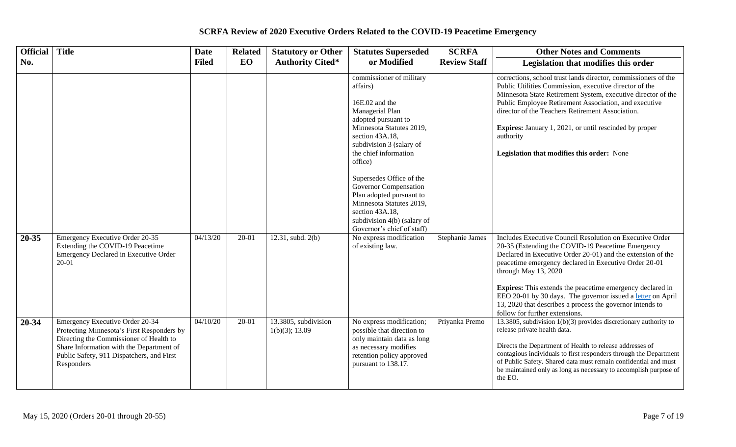# SCRFA Review of 2020 Executive Orders Related to the COVID-19 Peacetime Emergency

| Official No. | Title | Date Filed | Related EO | Statutory or Other Authority Cited* | Statutes Superseded or Modified | SCRFA Review Staff | Other Notes and Comments<br>Legislation that modifies this order |
|---|---|---|---|---|---|---|---|
| | | | | | commissioner of military affairs)<br><br>16E.02 and the Managerial Plan adopted pursuant to Minnesota Statutes 2019, section 43A.18, subdivision 3 (salary of the chief information office)<br><br>Supersedes Office of the Governor Compensation Plan adopted pursuant to Minnesota Statutes 2019, section 43A.18, subdivision 4(b) (salary of Governor's chief of staff) | | corrections, school trust lands director, commissioners of the Public Utilities Commission, executive director of the Minnesota State Retirement System, executive director of the Public Employee Retirement Association, and executive director of the Teachers Retirement Association.<br><br>**Expires:** January 1, 2021, or until rescinded by proper authority<br><br>**Legislation that modifies this order:** None |
| **20-35** | Emergency Executive Order 20-35 Extending the COVID-19 Peacetime Emergency Declared in Executive Order 20-01 | 04/13/20 | 20-01 | 12.31, subd. 2(b) | No express modification of existing law. | Stephanie James | Includes Executive Council Resolution on Executive Order 20-35 (Extending the COVID-19 Peacetime Emergency Declared in Executive Order 20-01) and the extension of the peacetime emergency declared in Executive Order 20-01 through May 13, 2020<br><br>**Expires:** This extends the peacetime emergency declared in EEO 20-01 by 30 days. The governor issued a letter on April 13, 2020 that describes a process the governor intends to follow for further extensions. |
| **20-34** | Emergency Executive Order 20-34 Protecting Minnesota's First Responders by Directing the Commissioner of Health to Share Information with the Department of Public Safety, 911 Dispatchers, and First Responders | 04/10/20 | 20-01 | 13.3805, subdivision 1(b)(3); 13.09 | No express modification; possible that direction to only maintain data as long as necessary modifies retention policy approved pursuant to 138.17. | Priyanka Premo | 13.3805, subdivision 1(b)(3) provides discretionary authority to release private health data.<br><br>Directs the Department of Health to release addresses of contagious individuals to first responders through the Department of Public Safety. Shared data must remain confidential and must be maintained only as long as necessary to accomplish purpose of the EO. |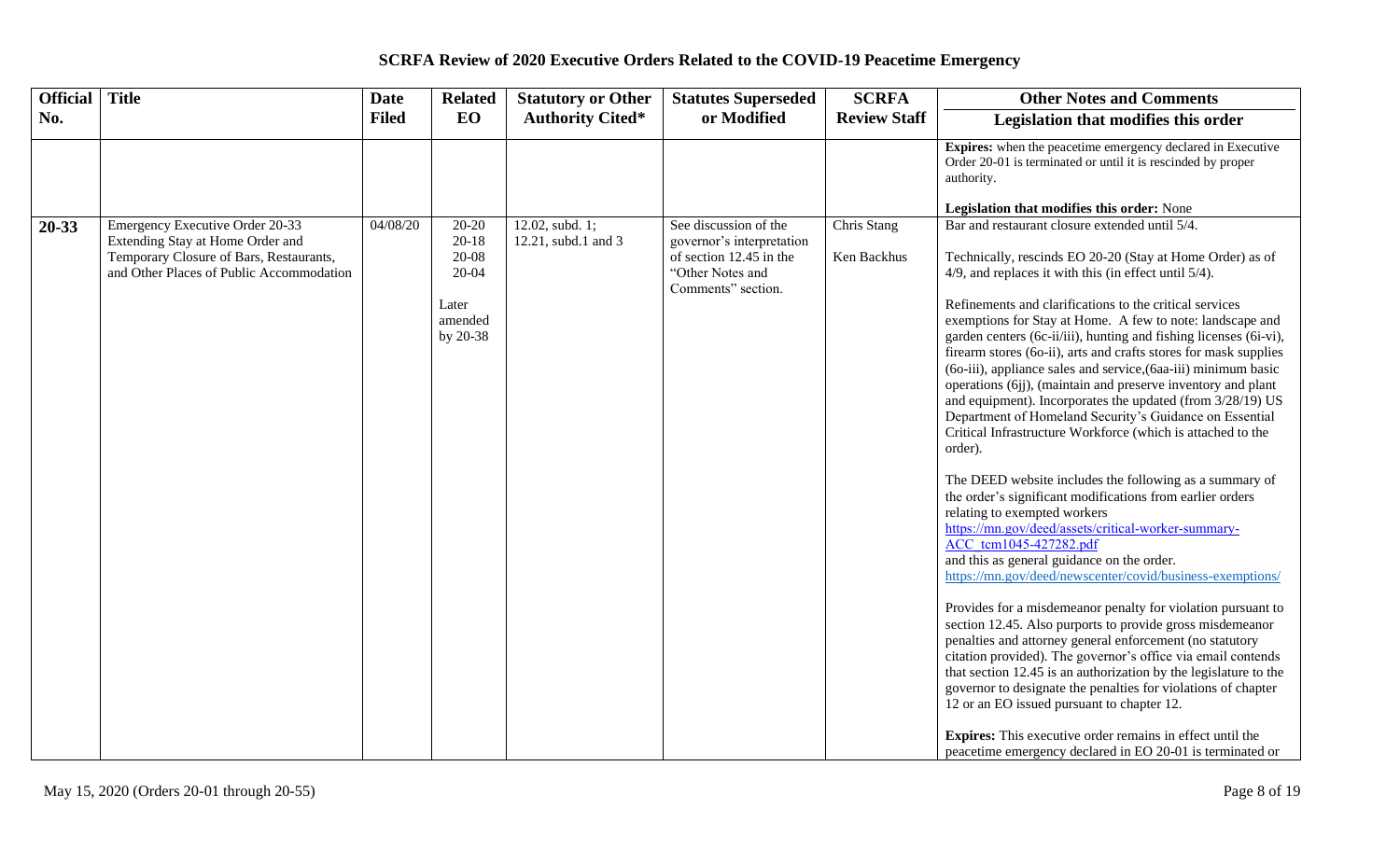# SCRFA Review of 2020 Executive Orders Related to the COVID-19 Peacetime Emergency

| Official No. | Title | Date Filed | Related EO | Statutory or Other Authority Cited* | Statutes Superseded or Modified | SCRFA Review Staff | Other Notes and Comments / Legislation that modifies this order |
|---|---|---|---|---|---|---|---|
| | | | | | | | **Expires:** when the peacetime emergency declared in Executive Order 20-01 is terminated or until it is rescinded by proper authority.<br><br>**Legislation that modifies this order:** None |
| **20-33** | Emergency Executive Order 20-33 Extending Stay at Home Order and Temporary Closure of Bars, Restaurants, and Other Places of Public Accommodation | 04/08/20 | 20-20<br>20-18<br>20-08<br>20-04<br><br>Later amended by 20-38 | 12.02, subd. 1;<br>12.21, subd.1 and 3 | See discussion of the governor's interpretation of section 12.45 in the "Other Notes and Comments" section. | Chris Stang<br><br>Ken Backhus | Bar and restaurant closure extended until 5/4.<br><br>Technically, rescinds EO 20-20 (Stay at Home Order) as of 4/9, and replaces it with this (in effect until 5/4).<br><br>Refinements and clarifications to the critical services exemptions for Stay at Home. A few to note: landscape and garden centers (6c-ii/iii), hunting and fishing licenses (6i-vi), firearm stores (6o-ii), arts and crafts stores for mask supplies (6o-iii), appliance sales and service,(6aa-iii) minimum basic operations (6jj), (maintain and preserve inventory and plant and equipment). Incorporates the updated (from 3/28/19) US Department of Homeland Security's Guidance on Essential Critical Infrastructure Workforce (which is attached to the order).<br><br>The DEED website includes the following as a summary of the order's significant modifications from earlier orders relating to exempted workers https://mn.gov/deed/assets/critical-worker-summary-ACC_tcm1045-427282.pdf and this as general guidance on the order. https://mn.gov/deed/newscenter/covid/business-exemptions/<br><br>Provides for a misdemeanor penalty for violation pursuant to section 12.45. Also purports to provide gross misdemeanor penalties and attorney general enforcement (no statutory citation provided). The governor's office via email contends that section 12.45 is an authorization by the legislature to the governor to designate the penalties for violations of chapter 12 or an EO issued pursuant to chapter 12.<br><br>**Expires:** This executive order remains in effect until the peacetime emergency declared in EO 20-01 is terminated or |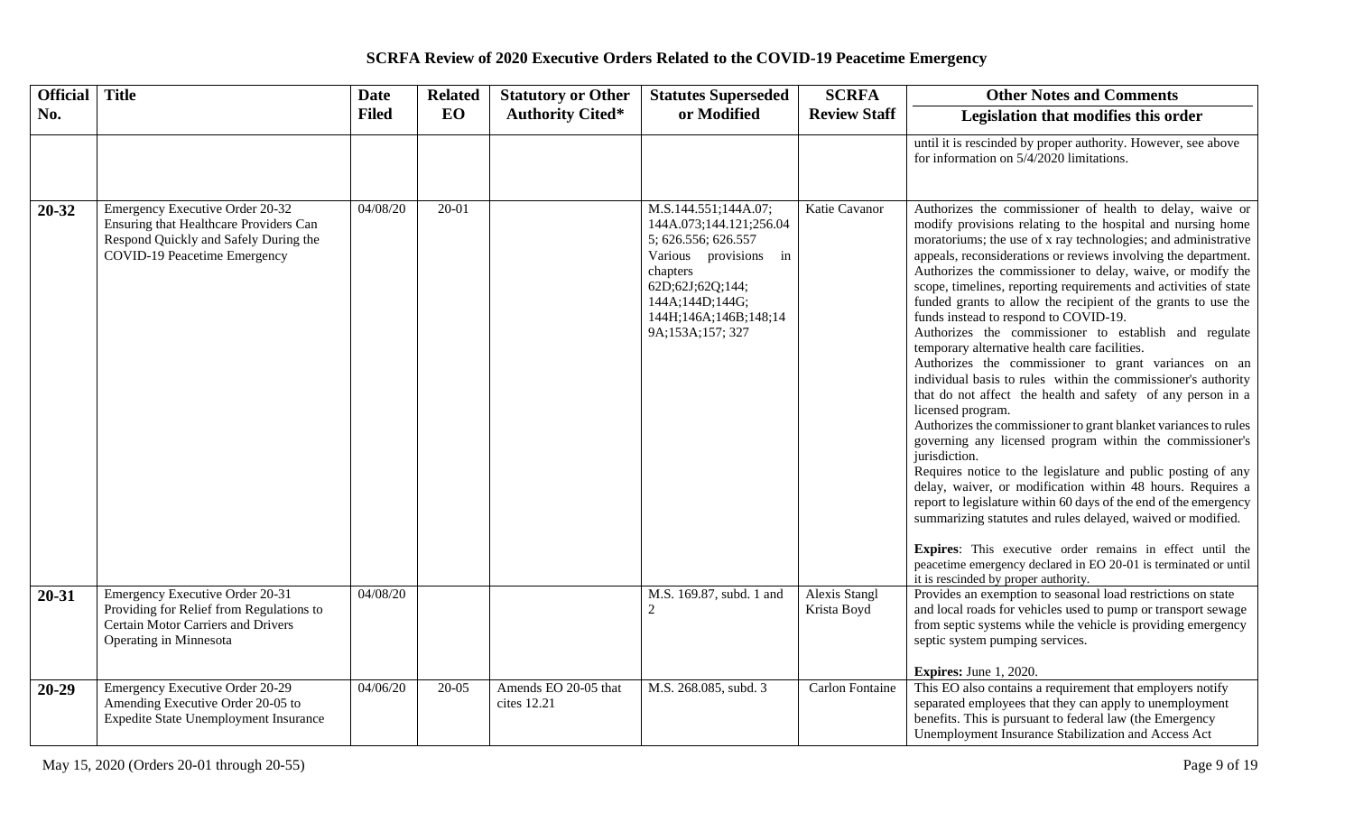## SCRFA Review of 2020 Executive Orders Related to the COVID-19 Peacetime Emergency

| Official No. | Title | Date Filed | Related EO | Statutory or Other Authority Cited* | Statutes Superseded or Modified | SCRFA Review Staff | Other Notes and Comments / Legislation that modifies this order |
|---|---|---|---|---|---|---|---|
| | | | | | | | until it is rescinded by proper authority. However, see above for information on 5/4/2020 limitations. |
| **20-32** | Emergency Executive Order 20-32 Ensuring that Healthcare Providers Can Respond Quickly and Safely During the COVID-19 Peacetime Emergency | 04/08/20 | 20-01 | | M.S.144.551;144A.07; 144A.073;144.121;256.045; 626.556; 626.557 Various provisions in chapters 62D;62J;62Q;144; 144A;144D;144G; 144H;146A;146B;148;149A;153A;157; 327 | Katie Cavanor | Authorizes the commissioner of health to delay, waive or modify provisions relating to the hospital and nursing home moratoriums; the use of x ray technologies; and administrative appeals, reconsiderations or reviews involving the department. Authorizes the commissioner to delay, waive, or modify the scope, timelines, reporting requirements and activities of state funded grants to allow the recipient of the grants to use the funds instead to respond to COVID-19. Authorizes the commissioner to establish and regulate temporary alternative health care facilities. Authorizes the commissioner to grant variances on an individual basis to rules within the commissioner's authority that do not affect the health and safety of any person in a licensed program. Authorizes the commissioner to grant blanket variances to rules governing any licensed program within the commissioner's jurisdiction. Requires notice to the legislature and public posting of any delay, waiver, or modification within 48 hours. Requires a report to legislature within 60 days of the end of the emergency summarizing statutes and rules delayed, waived or modified.<br><br>**Expires**: This executive order remains in effect until the peacetime emergency declared in EO 20-01 is terminated or until it is rescinded by proper authority. |
| **20-31** | Emergency Executive Order 20-31 Providing for Relief from Regulations to Certain Motor Carriers and Drivers Operating in Minnesota | 04/08/20 | | | M.S. 169.87, subd. 1 and 2 | Alexis Stangl Krista Boyd | Provides an exemption to seasonal load restrictions on state and local roads for vehicles used to pump or transport sewage from septic systems while the vehicle is providing emergency septic system pumping services.<br><br>**Expires:** June 1, 2020. |
| **20-29** | Emergency Executive Order 20-29 Amending Executive Order 20-05 to Expedite State Unemployment Insurance | 04/06/20 | 20-05 | Amends EO 20-05 that cites 12.21 | M.S. 268.085, subd. 3 | Carlon Fontaine | This EO also contains a requirement that employers notify separated employees that they can apply to unemployment benefits. This is pursuant to federal law (the Emergency Unemployment Insurance Stabilization and Access Act |

May 15, 2020 (Orders 20-01 through 20-55)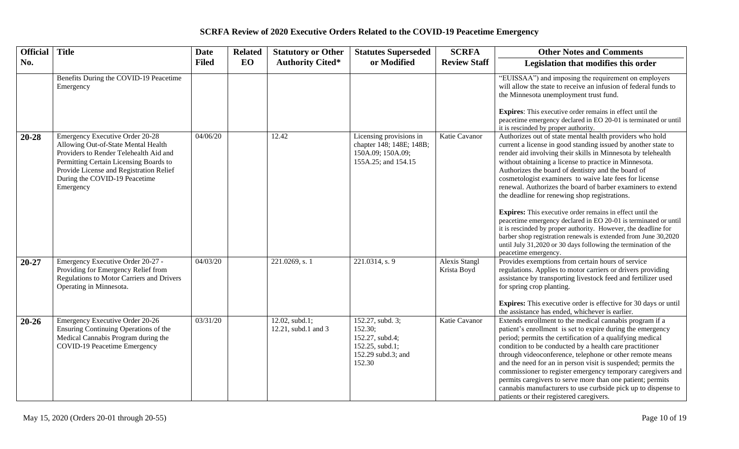# SCRFA Review of 2020 Executive Orders Related to the COVID-19 Peacetime Emergency

| Official No. | Title | Date Filed | Related EO | Statutory or Other Authority Cited* | Statutes Superseded or Modified | SCRFA Review Staff | Other Notes and Comments<br>Legislation that modifies this order |
|---|---|---|---|---|---|---|---|
| | Benefits During the COVID-19 Peacetime Emergency | | | | | | "EUISSAA") and imposing the requirement on employers will allow the state to receive an infusion of federal funds to the Minnesota unemployment trust fund.<br><br>**Expires**: This executive order remains in effect until the peacetime emergency declared in EO 20-01 is terminated or until it is rescinded by proper authority. |
| **20-28** | Emergency Executive Order 20-28 Allowing Out-of-State Mental Health Providers to Render Telehealth Aid and Permitting Certain Licensing Boards to Provide License and Registration Relief During the COVID-19 Peacetime Emergency | 04/06/20 | | 12.42 | Licensing provisions in chapter 148; 148E; 148B; 150A.09; 150A.09; 155A.25; and 154.15 | Katie Cavanor | Authorizes out of state mental health providers who hold current a license in good standing issued by another state to render aid involving their skills in Minnesota by telehealth without obtaining a license to practice in Minnesota. Authorizes the board of dentistry and the board of cosmetologist examiners to waive late fees for license renewal. Authorizes the board of barber examiners to extend the deadline for renewing shop registrations.<br><br>**Expires:** This executive order remains in effect until the peacetime emergency declared in EO 20-01 is terminated or until it is rescinded by proper authority. However, the deadline for barber shop registration renewals is extended from June 30,2020 until July 31,2020 or 30 days following the termination of the peacetime emergency. |
| **20-27** | Emergency Executive Order 20-27 - Providing for Emergency Relief from Regulations to Motor Carriers and Drivers Operating in Minnesota. | 04/03/20 | | 221.0269, s. 1 | 221.0314, s. 9 | Alexis Stangl<br>Krista Boyd | Provides exemptions from certain hours of service regulations. Applies to motor carriers or drivers providing assistance by transporting livestock feed and fertilizer used for spring crop planting.<br><br>**Expires:** This executive order is effective for 30 days or until the assistance has ended, whichever is earlier. |
| **20-26** | Emergency Executive Order 20-26 Ensuring Continuing Operations of the Medical Cannabis Program during the COVID-19 Peacetime Emergency | 03/31/20 | | 12.02, subd.1;<br>12.21, subd.1 and 3 | 152.27, subd. 3;<br>152.30;<br>152.27, subd.4;<br>152.25, subd.1;<br>152.29 subd.3; and<br>152.30 | Katie Cavanor | Extends enrollment to the medical cannabis program if a patient's enrollment is set to expire during the emergency period; permits the certification of a qualifying medical condition to be conducted by a health care practitioner through videoconference, telephone or other remote means and the need for an in person visit is suspended; permits the commissioner to register emergency temporary caregivers and permits caregivers to serve more than one patient; permits cannabis manufacturers to use curbside pick up to dispense to patients or their registered caregivers. |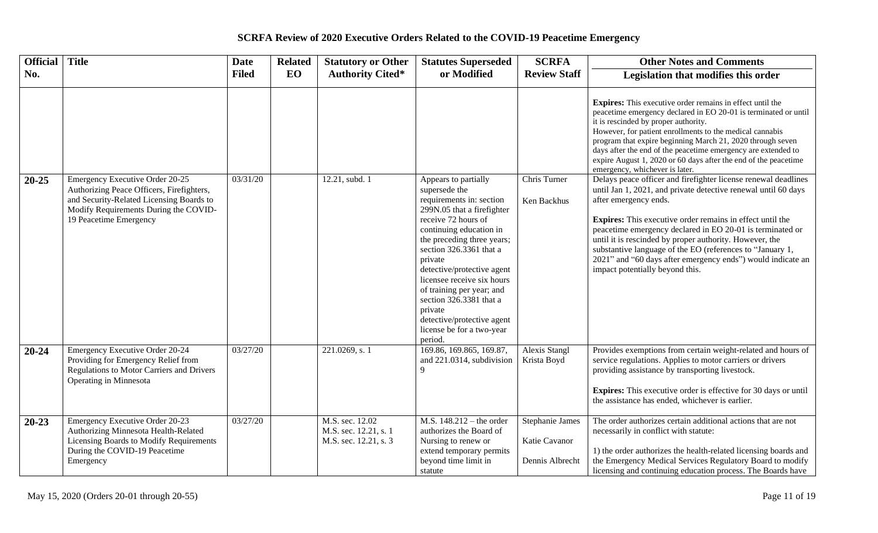# SCRFA Review of 2020 Executive Orders Related to the COVID-19 Peacetime Emergency

| Official No. | Title | Date Filed | Related EO | Statutory or Other Authority Cited* | Statutes Superseded or Modified | SCRFA Review Staff | Other Notes and Comments / Legislation that modifies this order |
|---|---|---|---|---|---|---|---|
| | | | | | | | **Expires:** This executive order remains in effect until the peacetime emergency declared in EO 20-01 is terminated or until it is rescinded by proper authority. However, for patient enrollments to the medical cannabis program that expire beginning March 21, 2020 through seven days after the end of the peacetime emergency are extended to expire August 1, 2020 or 60 days after the end of the peacetime emergency, whichever is later. |
| **20-25** | Emergency Executive Order 20-25 Authorizing Peace Officers, Firefighters, and Security-Related Licensing Boards to Modify Requirements During the COVID-19 Peacetime Emergency | 03/31/20 | | 12.21, subd. 1 | Appears to partially supersede the requirements in: section 299N.05 that a firefighter receive 72 hours of continuing education in the preceding three years; section 326.3361 that a private detective/protective agent licensee receive six hours of training per year; and section 326.3381 that a private detective/protective agent license be for a two-year period. | Chris Turner<br><br>Ken Backhus | Delays peace officer and firefighter license renewal deadlines until Jan 1, 2021, and private detective renewal until 60 days after emergency ends.<br><br>**Expires:** This executive order remains in effect until the peacetime emergency declared in EO 20-01 is terminated or until it is rescinded by proper authority. However, the substantive language of the EO (references to "January 1, 2021" and "60 days after emergency ends") would indicate an impact potentially beyond this. |
| **20-24** | Emergency Executive Order 20-24 Providing for Emergency Relief from Regulations to Motor Carriers and Drivers Operating in Minnesota | 03/27/20 | | 221.0269, s. 1 | 169.86, 169.865, 169.87, and 221.0314, subdivision 9 | Alexis Stangl<br>Krista Boyd | Provides exemptions from certain weight-related and hours of service regulations. Applies to motor carriers or drivers providing assistance by transporting livestock.<br><br>**Expires:** This executive order is effective for 30 days or until the assistance has ended, whichever is earlier. |
| **20-23** | Emergency Executive Order 20-23 Authorizing Minnesota Health-Related Licensing Boards to Modify Requirements During the COVID-19 Peacetime Emergency | 03/27/20 | | M.S. sec. 12.02<br>M.S. sec. 12.21, s. 1<br>M.S. sec. 12.21, s. 3 | M.S. 148.212 – the order authorizes the Board of Nursing to renew or extend temporary permits beyond time limit in statute | Stephanie James<br><br>Katie Cavanor<br><br>Dennis Albrecht | The order authorizes certain additional actions that are not necessarily in conflict with statute:<br><br>1) the order authorizes the health-related licensing boards and the Emergency Medical Services Regulatory Board to modify licensing and continuing education process. The Boards have |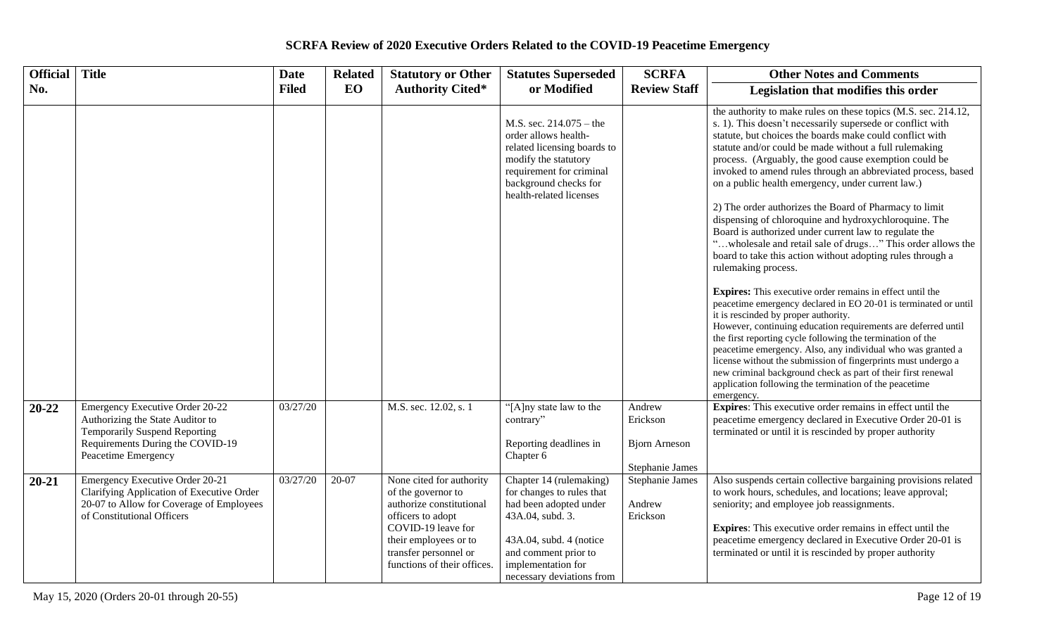# SCRFA Review of 2020 Executive Orders Related to the COVID-19 Peacetime Emergency

| Official No. | Title | Date Filed | Related EO | Statutory or Other Authority Cited* | Statutes Superseded or Modified | SCRFA Review Staff | Other Notes and Comments / Legislation that modifies this order |
|---|---|---|---|---|---|---|---|
| | | | | | M.S. sec. 214.075 – the order allows health-related licensing boards to modify the statutory requirement for criminal background checks for health-related licenses | | the authority to make rules on these topics (M.S. sec. 214.12, s. 1). This doesn't necessarily supersede or conflict with statute, but choices the boards make could conflict with statute and/or could be made without a full rulemaking process. (Arguably, the good cause exemption could be invoked to amend rules through an abbreviated process, based on a public health emergency, under current law.)<br><br>2) The order authorizes the Board of Pharmacy to limit dispensing of chloroquine and hydroxychloroquine. The Board is authorized under current law to regulate the "…wholesale and retail sale of drugs…" This order allows the board to take this action without adopting rules through a rulemaking process.<br><br>**Expires:** This executive order remains in effect until the peacetime emergency declared in EO 20-01 is terminated or until it is rescinded by proper authority.<br>However, continuing education requirements are deferred until the first reporting cycle following the termination of the peacetime emergency. Also, any individual who was granted a license without the submission of fingerprints must undergo a new criminal background check as part of their first renewal application following the termination of the peacetime emergency. |
| **20-22** | Emergency Executive Order 20-22 Authorizing the State Auditor to Temporarily Suspend Reporting Requirements During the COVID-19 Peacetime Emergency | 03/27/20 | | M.S. sec. 12.02, s. 1 | "[A]ny state law to the contrary"<br><br>Reporting deadlines in Chapter 6 | Andrew Erickson<br><br>Bjorn Arneson<br><br>Stephanie James | **Expires**: This executive order remains in effect until the peacetime emergency declared in Executive Order 20-01 is terminated or until it is rescinded by proper authority |
| **20-21** | Emergency Executive Order 20-21 Clarifying Application of Executive Order 20-07 to Allow for Coverage of Employees of Constitutional Officers | 03/27/20 | 20-07 | None cited for authority of the governor to authorize constitutional officers to adopt COVID-19 leave for their employees or to transfer personnel or functions of their offices. | Chapter 14 (rulemaking) for changes to rules that had been adopted under 43A.04, subd. 3.<br><br>43A.04, subd. 4 (notice and comment prior to implementation for necessary deviations from | Stephanie James<br><br>Andrew Erickson | Also suspends certain collective bargaining provisions related to work hours, schedules, and locations; leave approval; seniority; and employee job reassignments.<br><br>**Expires**: This executive order remains in effect until the peacetime emergency declared in Executive Order 20-01 is terminated or until it is rescinded by proper authority |

May 15, 2020 (Orders 20-01 through 20-55)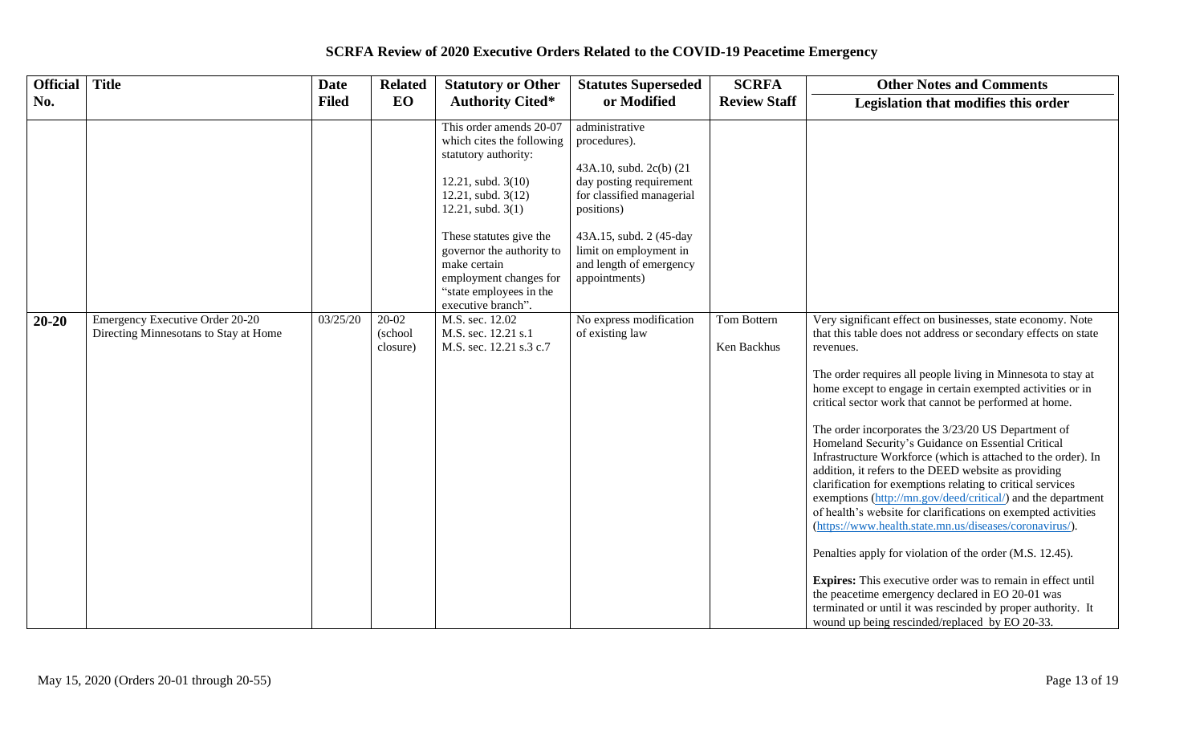# SCRFA Review of 2020 Executive Orders Related to the COVID-19 Peacetime Emergency

| Official No. | Title | Date Filed | Related EO | Statutory or Other Authority Cited* | Statutes Superseded or Modified | SCRFA Review Staff | Other Notes and Comments<br>Legislation that modifies this order |
|---|---|---|---|---|---|---|---|
| | | | | This order amends 20-07 which cites the following statutory authority:<br><br>12.21, subd. 3(10)<br>12.21, subd. 3(12)<br>12.21, subd. 3(1)<br><br>These statutes give the governor the authority to make certain employment changes for "state employees in the executive branch". | administrative procedures).<br><br>43A.10, subd. 2c(b) (21 day posting requirement for classified managerial positions)<br><br>43A.15, subd. 2 (45-day limit on employment in and length of emergency appointments) | | |
| **20-20** | Emergency Executive Order 20-20 Directing Minnesotans to Stay at Home | 03/25/20 | 20-02 (school closure) | M.S. sec. 12.02<br>M.S. sec. 12.21 s.1<br>M.S. sec. 12.21 s.3 c.7 | No express modification of existing law | Tom Bottern<br><br>Ken Backhus | Very significant effect on businesses, state economy. Note that this table does not address or secondary effects on state revenues.<br><br>The order requires all people living in Minnesota to stay at home except to engage in certain exempted activities or in critical sector work that cannot be performed at home.<br><br>The order incorporates the 3/23/20 US Department of Homeland Security's Guidance on Essential Critical Infrastructure Workforce (which is attached to the order). In addition, it refers to the DEED website as providing clarification for exemptions relating to critical services exemptions (http://mn.gov/deed/critical/) and the department of health's website for clarifications on exempted activities (https://www.health.state.mn.us/diseases/coronavirus/).<br><br>Penalties apply for violation of the order (M.S. 12.45).<br><br>**Expires:** This executive order was to remain in effect until the peacetime emergency declared in EO 20-01 was terminated or until it was rescinded by proper authority. It wound up being rescinded/replaced by EO 20-33. |

May 15, 2020 (Orders 20-01 through 20-55)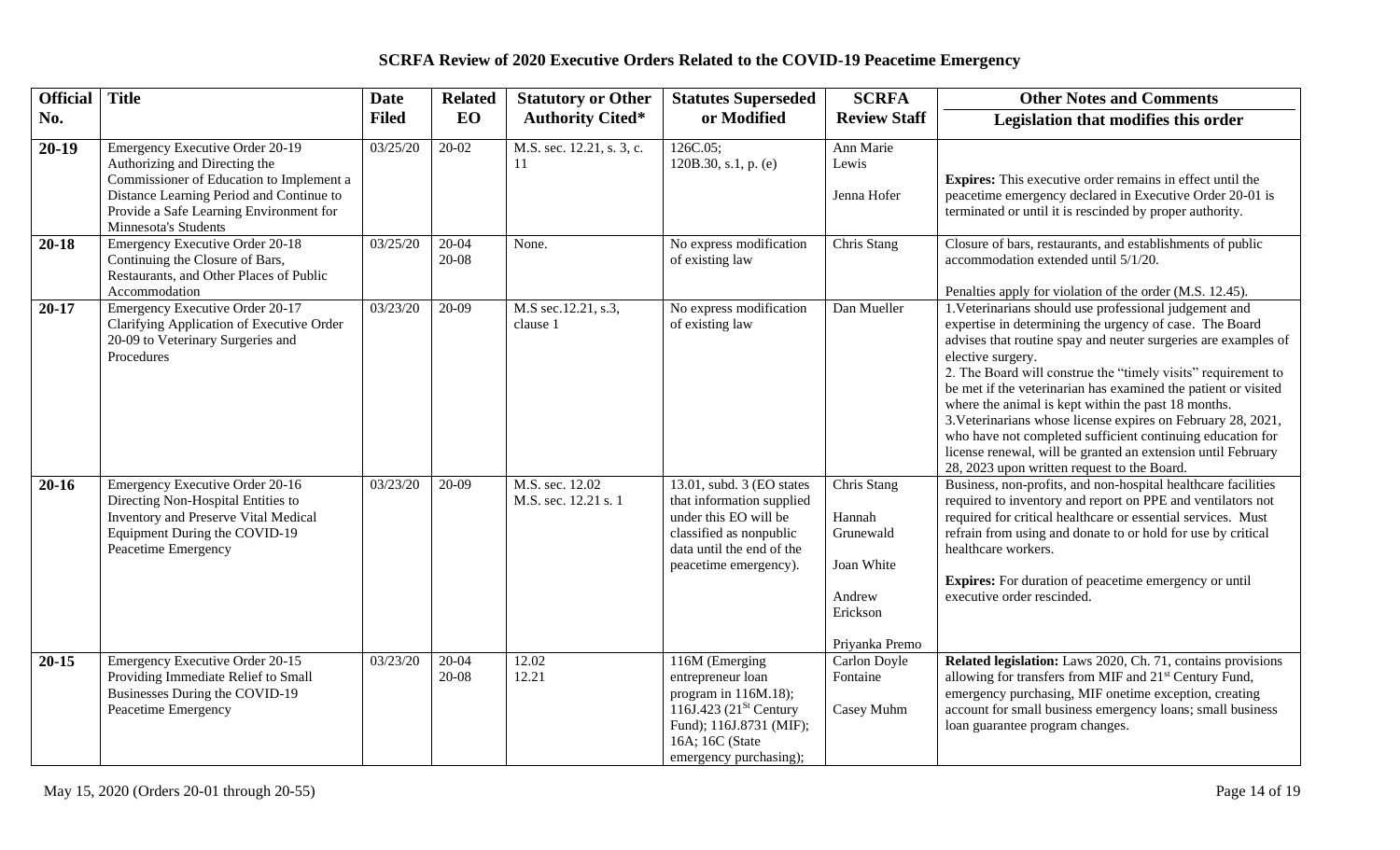# SCRFA Review of 2020 Executive Orders Related to the COVID-19 Peacetime Emergency

| Official No. | Title | Date Filed | Related EO | Statutory or Other Authority Cited* | Statutes Superseded or Modified | SCRFA Review Staff | Other Notes and Comments / Legislation that modifies this order |
|---|---|---|---|---|---|---|---|
| **20-19** | Emergency Executive Order 20-19 Authorizing and Directing the Commissioner of Education to Implement a Distance Learning Period and Continue to Provide a Safe Learning Environment for Minnesota's Students | 03/25/20 | 20-02 | M.S. sec. 12.21, s. 3, c. 11 | 126C.05; 120B.30, s.1, p. (e) | Ann Marie Lewis<br><br>Jenna Hofer | **Expires:** This executive order remains in effect until the peacetime emergency declared in Executive Order 20-01 is terminated or until it is rescinded by proper authority. |
| **20-18** | Emergency Executive Order 20-18 Continuing the Closure of Bars, Restaurants, and Other Places of Public Accommodation | 03/25/20 | 20-04<br>20-08 | None. | No express modification of existing law | Chris Stang | Closure of bars, restaurants, and establishments of public accommodation extended until 5/1/20.<br><br>Penalties apply for violation of the order (M.S. 12.45). |
| **20-17** | Emergency Executive Order 20-17 Clarifying Application of Executive Order 20-09 to Veterinary Surgeries and Procedures | 03/23/20 | 20-09 | M.S sec.12.21, s.3, clause 1 | No express modification of existing law | Dan Mueller | 1.Veterinarians should use professional judgement and expertise in determining the urgency of case. The Board advises that routine spay and neuter surgeries are examples of elective surgery.<br>2. The Board will construe the "timely visits" requirement to be met if the veterinarian has examined the patient or visited where the animal is kept within the past 18 months.<br>3.Veterinarians whose license expires on February 28, 2021, who have not completed sufficient continuing education for license renewal, will be granted an extension until February 28, 2023 upon written request to the Board. |
| **20-16** | Emergency Executive Order 20-16 Directing Non-Hospital Entities to Inventory and Preserve Vital Medical Equipment During the COVID-19 Peacetime Emergency | 03/23/20 | 20-09 | M.S. sec. 12.02<br>M.S. sec. 12.21 s. 1 | 13.01, subd. 3 (EO states that information supplied under this EO will be classified as nonpublic data until the end of the peacetime emergency). | Chris Stang<br><br>Hannah Grunewald<br><br>Joan White<br><br>Andrew Erickson<br><br>Priyanka Premo | Business, non-profits, and non-hospital healthcare facilities required to inventory and report on PPE and ventilators not required for critical healthcare or essential services. Must refrain from using and donate to or hold for use by critical healthcare workers.<br><br>**Expires:** For duration of peacetime emergency or until executive order rescinded. |
| **20-15** | Emergency Executive Order 20-15 Providing Immediate Relief to Small Businesses During the COVID-19 Peacetime Emergency | 03/23/20 | 20-04<br>20-08 | 12.02<br>12.21 | 116M (Emerging entrepreneur loan program in 116M.18); 116J.423 (21[St] Century Fund); 116J.8731 (MIF); 16A; 16C (State emergency purchasing); | Carlon Doyle Fontaine<br><br>Casey Muhm | **Related legislation:** Laws 2020, Ch. 71, contains provisions allowing for transfers from MIF and 21[st] Century Fund, emergency purchasing, MIF onetime exception, creating account for small business emergency loans; small business loan guarantee program changes. |

May 15, 2020 (Orders 20-01 through 20-55)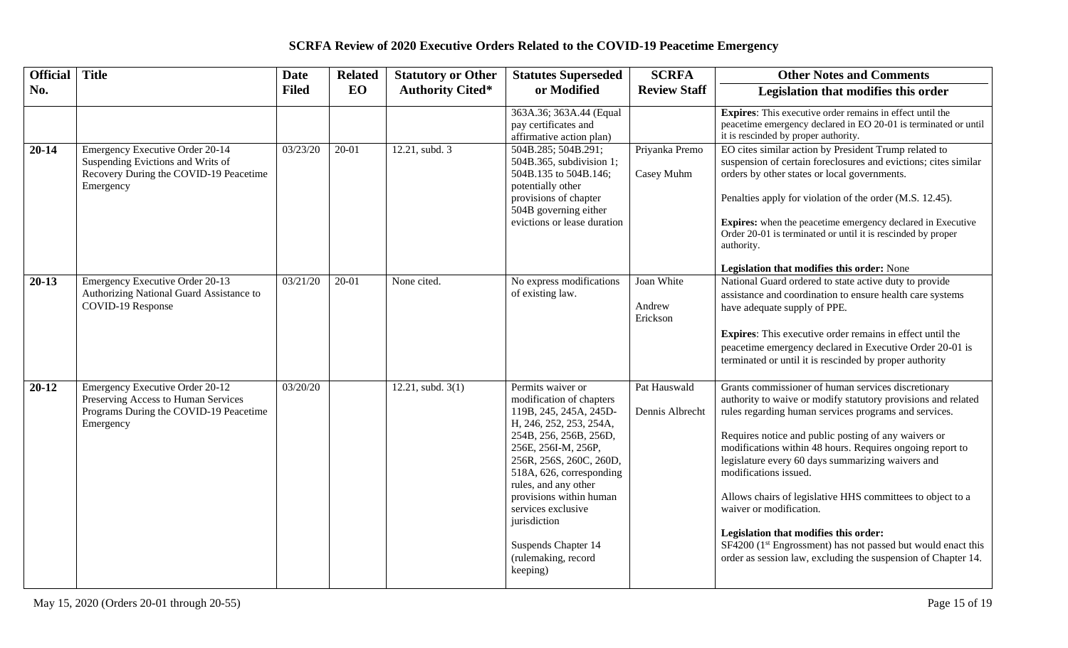## SCRFA Review of 2020 Executive Orders Related to the COVID-19 Peacetime Emergency

| Official No. | Title | Date Filed | Related EO | Statutory or Other Authority Cited* | Statutes Superseded or Modified | SCRFA Review Staff | Other Notes and Comments / Legislation that modifies this order |
|---|---|---|---|---|---|---|---|
| | | | | | 363A.36; 363A.44 (Equal pay certificates and affirmative action plan) | | **Expires**: This executive order remains in effect until the peacetime emergency declared in EO 20-01 is terminated or until it is rescinded by proper authority. |
| **20-14** | Emergency Executive Order 20-14 Suspending Evictions and Writs of Recovery During the COVID-19 Peacetime Emergency | 03/23/20 | 20-01 | 12.21, subd. 3 | 504B.285; 504B.291; 504B.365, subdivision 1; 504B.135 to 504B.146; potentially other provisions of chapter 504B governing either evictions or lease duration | Priyanka Premo<br><br>Casey Muhm | EO cites similar action by President Trump related to suspension of certain foreclosures and evictions; cites similar orders by other states or local governments.<br><br>Penalties apply for violation of the order (M.S. 12.45).<br><br>**Expires:** when the peacetime emergency declared in Executive Order 20-01 is terminated or until it is rescinded by proper authority.<br><br>**Legislation that modifies this order:** None |
| **20-13** | Emergency Executive Order 20-13 Authorizing National Guard Assistance to COVID-19 Response | 03/21/20 | 20-01 | None cited. | No express modifications of existing law. | Joan White<br><br>Andrew Erickson | National Guard ordered to state active duty to provide assistance and coordination to ensure health care systems have adequate supply of PPE.<br><br>**Expires**: This executive order remains in effect until the peacetime emergency declared in Executive Order 20-01 is terminated or until it is rescinded by proper authority |
| **20-12** | Emergency Executive Order 20-12 Preserving Access to Human Services Programs During the COVID-19 Peacetime Emergency | 03/20/20 | | 12.21, subd. 3(1) | Permits waiver or modification of chapters 119B, 245, 245A, 245D-H, 246, 252, 253, 254A, 254B, 256, 256B, 256D, 256E, 256I-M, 256P, 256R, 256S, 260C, 260D, 518A, 626, corresponding rules, and any other provisions within human services exclusive jurisdiction<br><br>Suspends Chapter 14 (rulemaking, record keeping) | Pat Hauswald<br><br>Dennis Albrecht | Grants commissioner of human services discretionary authority to waive or modify statutory provisions and related rules regarding human services programs and services.<br><br>Requires notice and public posting of any waivers or modifications within 48 hours. Requires ongoing report to legislature every 60 days summarizing waivers and modifications issued.<br><br>Allows chairs of legislative HHS committees to object to a waiver or modification.<br><br>**Legislation that modifies this order:**<br>SF4200 (1st Engrossment) has not passed but would enact this order as session law, excluding the suspension of Chapter 14. |

May 15, 2020 (Orders 20-01 through 20-55)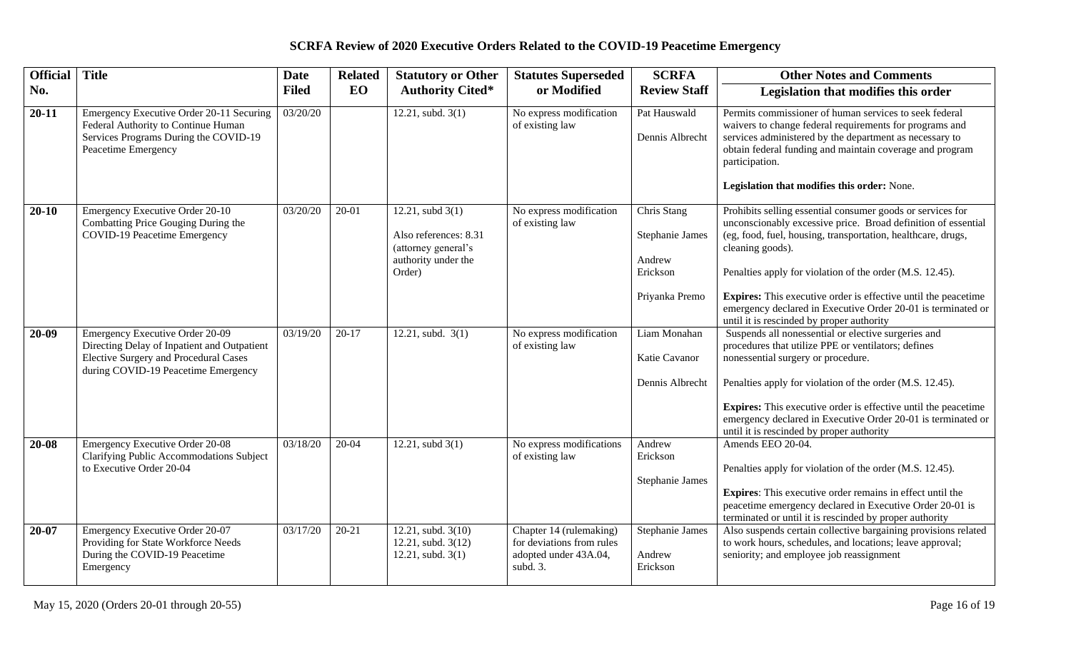# SCRFA Review of 2020 Executive Orders Related to the COVID-19 Peacetime Emergency

| Official No. | Title | Date Filed | Related EO | Statutory or Other Authority Cited* | Statutes Superseded or Modified | SCRFA Review Staff | Other Notes and Comments / Legislation that modifies this order |
|---|---|---|---|---|---|---|---|
| **20-11** | Emergency Executive Order 20-11 Securing Federal Authority to Continue Human Services Programs During the COVID-19 Peacetime Emergency | 03/20/20 | | 12.21, subd. 3(1) | No express modification of existing law | Pat Hauswald<br><br>Dennis Albrecht | Permits commissioner of human services to seek federal waivers to change federal requirements for programs and services administered by the department as necessary to obtain federal funding and maintain coverage and program participation.<br><br>**Legislation that modifies this order:** None. |
| **20-10** | Emergency Executive Order 20-10 Combatting Price Gouging During the COVID-19 Peacetime Emergency | 03/20/20 | 20-01 | 12.21, subd 3(1)<br><br>Also references: 8.31 (attorney general's authority under the Order) | No express modification of existing law | Chris Stang<br><br>Stephanie James<br><br>Andrew Erickson<br><br>Priyanka Premo | Prohibits selling essential consumer goods or services for unconscionably excessive price. Broad definition of essential (eg, food, fuel, housing, transportation, healthcare, drugs, cleaning goods).<br><br>Penalties apply for violation of the order (M.S. 12.45).<br><br>**Expires:** This executive order is effective until the peacetime emergency declared in Executive Order 20-01 is terminated or until it is rescinded by proper authority |
| **20-09** | Emergency Executive Order 20-09 Directing Delay of Inpatient and Outpatient Elective Surgery and Procedural Cases during COVID-19 Peacetime Emergency | 03/19/20 | 20-17 | 12.21, subd. 3(1) | No express modification of existing law | Liam Monahan<br><br>Katie Cavanor<br><br>Dennis Albrecht | Suspends all nonessential or elective surgeries and procedures that utilize PPE or ventilators; defines nonessential surgery or procedure.<br><br>Penalties apply for violation of the order (M.S. 12.45).<br><br>**Expires:** This executive order is effective until the peacetime emergency declared in Executive Order 20-01 is terminated or until it is rescinded by proper authority |
| **20-08** | Emergency Executive Order 20-08 Clarifying Public Accommodations Subject to Executive Order 20-04 | 03/18/20 | 20-04 | 12.21, subd 3(1) | No express modifications of existing law | Andrew Erickson<br><br>Stephanie James | Amends EEO 20-04.<br><br>Penalties apply for violation of the order (M.S. 12.45).<br><br>**Expires**: This executive order remains in effect until the peacetime emergency declared in Executive Order 20-01 is terminated or until it is rescinded by proper authority |
| **20-07** | Emergency Executive Order 20-07 Providing for State Workforce Needs During the COVID-19 Peacetime Emergency | 03/17/20 | 20-21 | 12.21, subd. 3(10)<br>12.21, subd. 3(12)<br>12.21, subd. 3(1) | Chapter 14 (rulemaking) for deviations from rules adopted under 43A.04, subd. 3. | Stephanie James<br><br>Andrew Erickson | Also suspends certain collective bargaining provisions related to work hours, schedules, and locations; leave approval; seniority; and employee job reassignment |

May 15, 2020 (Orders 20-01 through 20-55)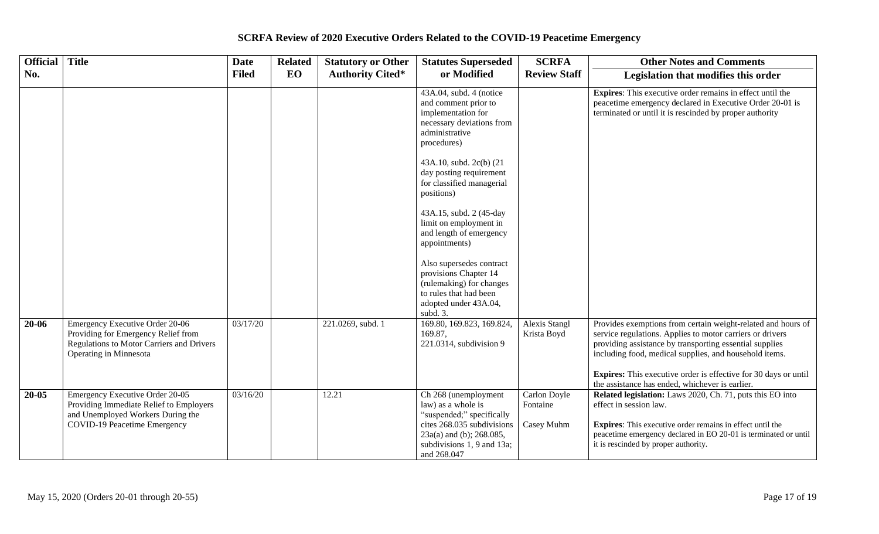# SCRFA Review of 2020 Executive Orders Related to the COVID-19 Peacetime Emergency

| Official No. | Title | Date Filed | Related EO | Statutory or Other Authority Cited* | Statutes Superseded or Modified | SCRFA Review Staff | Other Notes and Comments / Legislation that modifies this order |
|---|---|---|---|---|---|---|---|
| | | | | 43A.04, subd. 4 (notice and comment prior to implementation for necessary deviations from administrative procedures)<br><br>43A.10, subd. 2c(b) (21 day posting requirement for classified managerial positions)<br><br>43A.15, subd. 2 (45-day limit on employment in and length of emergency appointments)<br><br>Also supersedes contract provisions Chapter 14 (rulemaking) for changes to rules that had been adopted under 43A.04, subd. 3. | | | **Expires**: This executive order remains in effect until the peacetime emergency declared in Executive Order 20-01 is terminated or until it is rescinded by proper authority |
| **20-06** | Emergency Executive Order 20-06 Providing for Emergency Relief from Regulations to Motor Carriers and Drivers Operating in Minnesota | 03/17/20 | | 221.0269, subd. 1 | 169.80, 169.823, 169.824, 169.87, 221.0314, subdivision 9 | Alexis Stangl<br>Krista Boyd | Provides exemptions from certain weight-related and hours of service regulations. Applies to motor carriers or drivers providing assistance by transporting essential supplies including food, medical supplies, and household items.<br><br>**Expires:** This executive order is effective for 30 days or until the assistance has ended, whichever is earlier. |
| **20-05** | Emergency Executive Order 20-05 Providing Immediate Relief to Employers and Unemployed Workers During the COVID-19 Peacetime Emergency | 03/16/20 | | 12.21 | Ch 268 (unemployment law) as a whole is "suspended;" specifically cites 268.035 subdivisions 23a(a) and (b); 268.085, subdivisions 1, 9 and 13a; and 268.047 | Carlon Doyle Fontaine<br><br>Casey Muhm | **Related legislation:** Laws 2020, Ch. 71, puts this EO into effect in session law.<br><br>**Expires**: This executive order remains in effect until the peacetime emergency declared in EO 20-01 is terminated or until it is rescinded by proper authority. |

May 15, 2020 (Orders 20-01 through 20-55)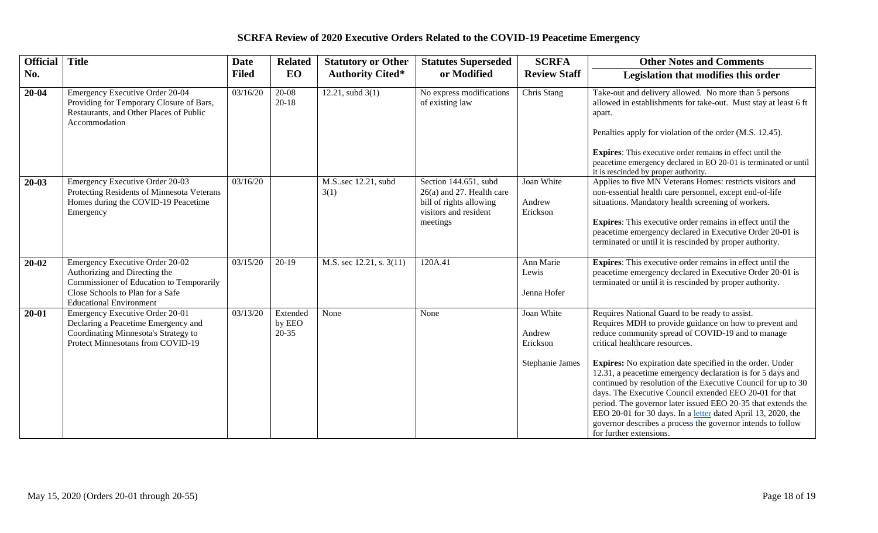# SCRFA Review of 2020 Executive Orders Related to the COVID-19 Peacetime Emergency

| Official No. | Title | Date Filed | Related EO | Statutory or Other Authority Cited* | Statutes Superseded or Modified | SCRFA Review Staff | Other Notes and Comments<br>Legislation that modifies this order |
|---|---|---|---|---|---|---|---|
| **20-04** | Emergency Executive Order 20-04 Providing for Temporary Closure of Bars, Restaurants, and Other Places of Public Accommodation | 03/16/20 | 20-08<br>20-18 | 12.21, subd 3(1) | No express modifications of existing law | Chris Stang | Take-out and delivery allowed. No more than 5 persons allowed in establishments for take-out. Must stay at least 6 ft apart.<br><br>Penalties apply for violation of the order (M.S. 12.45).<br><br>**Expires**: This executive order remains in effect until the peacetime emergency declared in EO 20-01 is terminated or until it is rescinded by proper authority. |
| **20-03** | Emergency Executive Order 20-03 Protecting Residents of Minnesota Veterans Homes during the COVID-19 Peacetime Emergency | 03/16/20 | | M.S..sec 12.21, subd 3(1) | Section 144.651, subd 26(a) and 27. Health care bill of rights allowing visitors and resident meetings | Joan White<br><br>Andrew Erickson | Applies to five MN Veterans Homes: restricts visitors and non-essential health care personnel, except end-of-life situations. Mandatory health screening of workers.<br><br>**Expires**: This executive order remains in effect until the peacetime emergency declared in Executive Order 20-01 is terminated or until it is rescinded by proper authority. |
| **20-02** | Emergency Executive Order 20-02 Authorizing and Directing the Commissioner of Education to Temporarily Close Schools to Plan for a Safe Educational Environment | 03/15/20 | 20-19 | M.S. sec 12.21, s. 3(11) | 120A.41 | Ann Marie Lewis<br><br>Jenna Hofer | **Expires**: This executive order remains in effect until the peacetime emergency declared in Executive Order 20-01 is terminated or until it is rescinded by proper authority. |
| **20-01** | Emergency Executive Order 20-01 Declaring a Peacetime Emergency and Coordinating Minnesota's Strategy to Protect Minnesotans from COVID-19 | 03/13/20 | Extended by EEO 20-35 | None | None | Joan White<br><br>Andrew Erickson<br><br>Stephanie James | Requires National Guard to be ready to assist.<br>Requires MDH to provide guidance on how to prevent and reduce community spread of COVID-19 and to manage critical healthcare resources.<br><br>**Expires:** No expiration date specified in the order. Under 12.31, a peacetime emergency declaration is for 5 days and continued by resolution of the Executive Council for up to 30 days. The Executive Council extended EEO 20-01 for that period. The governor later issued EEO 20-35 that extends the EEO 20-01 for 30 days. In a letter dated April 13, 2020, the governor describes a process the governor intends to follow for further extensions. |

May 15, 2020 (Orders 20-01 through 20-55)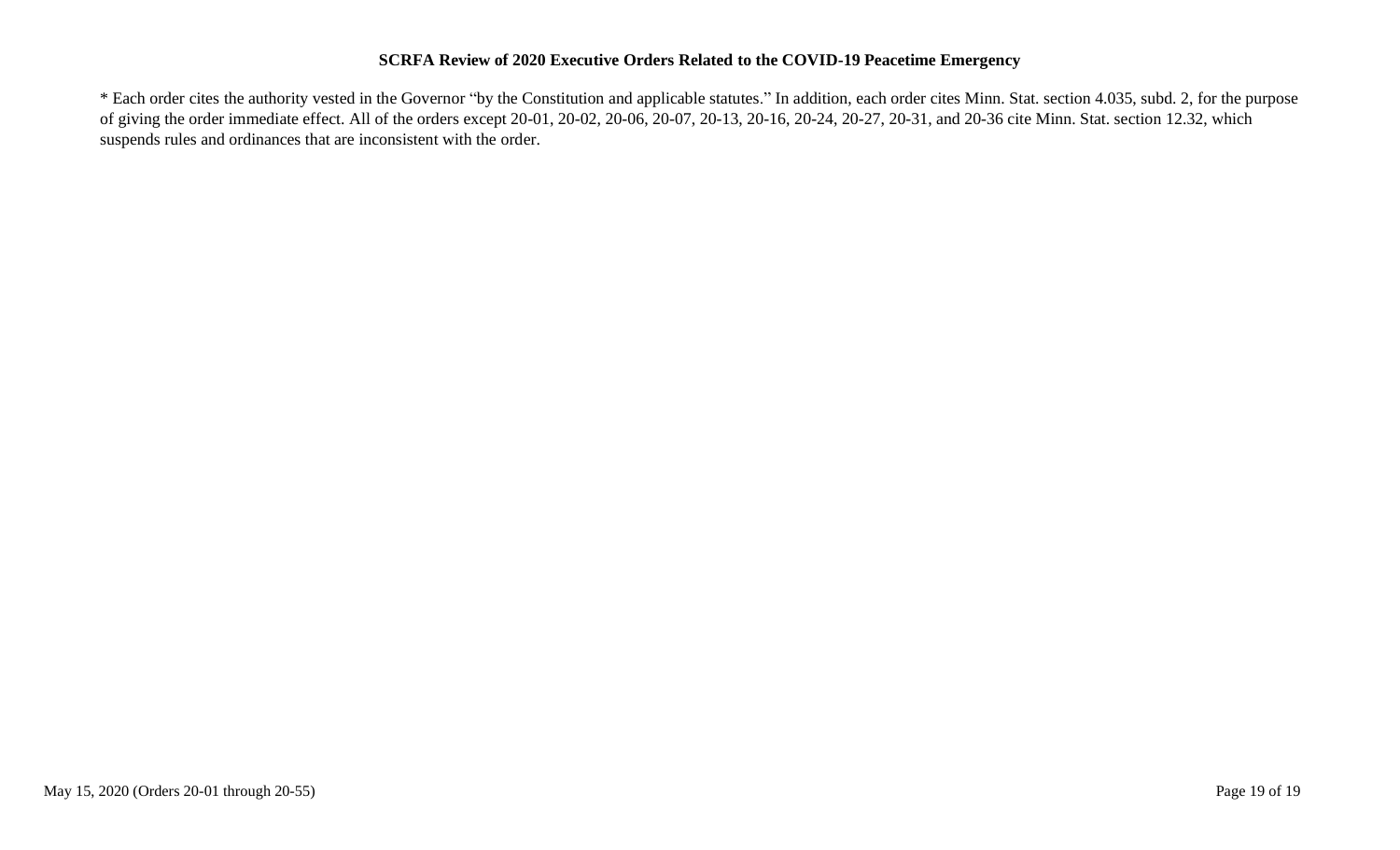* Each order cites the authority vested in the Governor "by the Constitution and applicable statutes." In addition, each order cites Minn. Stat. section 4.035, subd. 2, for the purpose of giving the order immediate effect. All of the orders except 20-01, 20-02, 20-06, 20-07, 20-13, 20-16, 20-24, 20-27, 20-31, and 20-36 cite Minn. Stat. section 12.32, which suspends rules and ordinances that are inconsistent with the order.